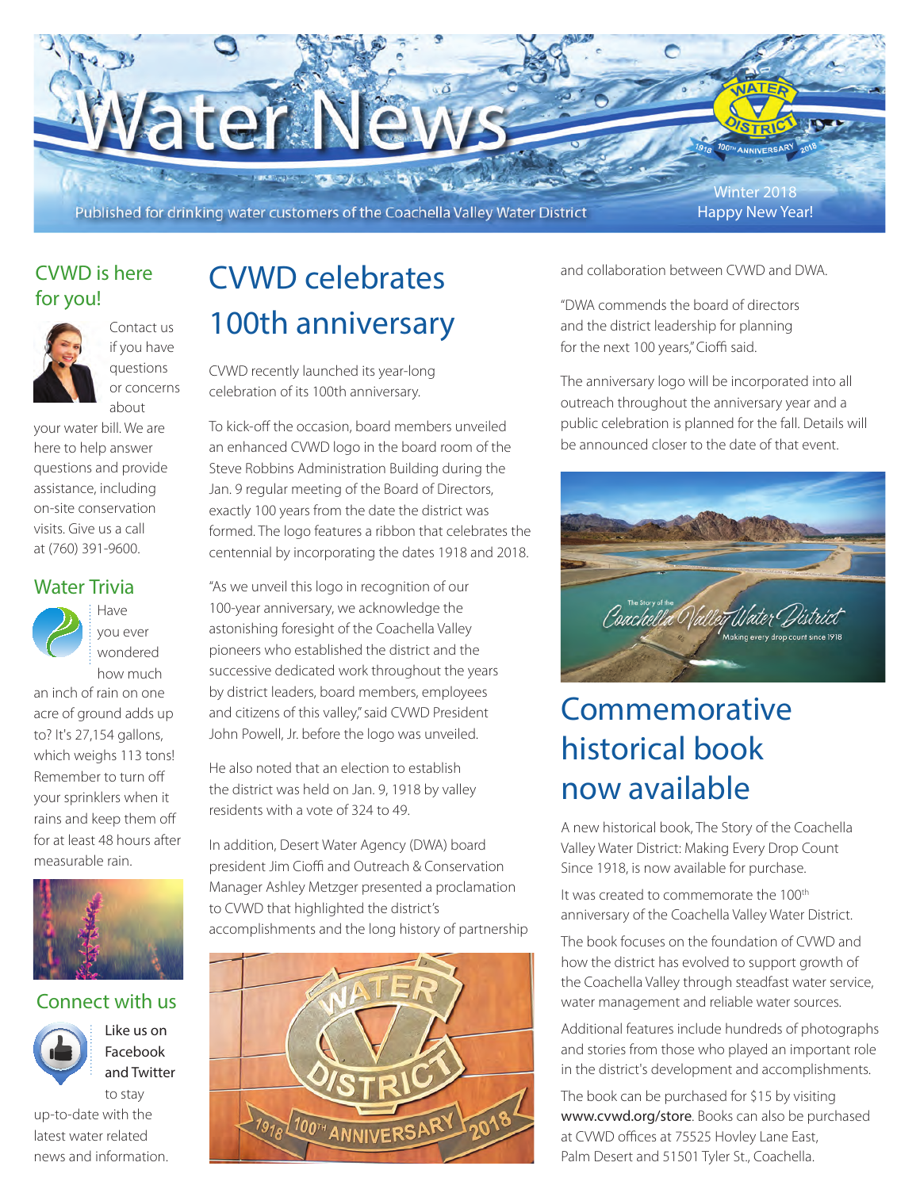# Water News

Published for drinking water customers of the Coachella Valley Water District

Winter 2018
Happy New Year!

## CVWD is here for you!

Contact us if you have questions or concerns about your water bill. We are here to help answer questions and provide assistance, including on-site conservation visits. Give us a call at (760) 391-9600.

## Water Trivia

Have you ever wondered how much an inch of rain on one acre of ground adds up to? It's 27,154 gallons, which weighs 113 tons! Remember to turn off your sprinklers when it rains and keep them off for at least 48 hours after measurable rain.

## Connect with us

Like us on Facebook and Twitter to stay up-to-date with the latest water related news and information.

# CVWD celebrates 100th anniversary

CVWD recently launched its year-long celebration of its 100th anniversary.

To kick-off the occasion, board members unveiled an enhanced CVWD logo in the board room of the Steve Robbins Administration Building during the Jan. 9 regular meeting of the Board of Directors, exactly 100 years from the date the district was formed. The logo features a ribbon that celebrates the centennial by incorporating the dates 1918 and 2018.

"As we unveil this logo in recognition of our 100-year anniversary, we acknowledge the astonishing foresight of the Coachella Valley pioneers who established the district and the successive dedicated work throughout the years by district leaders, board members, employees and citizens of this valley," said CVWD President John Powell, Jr. before the logo was unveiled.

He also noted that an election to establish the district was held on Jan. 9, 1918 by valley residents with a vote of 324 to 49.

In addition, Desert Water Agency (DWA) board president Jim Cioffi and Outreach & Conservation Manager Ashley Metzger presented a proclamation to CVWD that highlighted the district's accomplishments and the long history of partnership and collaboration between CVWD and DWA.

"DWA commends the board of directors and the district leadership for planning for the next 100 years," Cioffi said.

The anniversary logo will be incorporated into all outreach throughout the anniversary year and a public celebration is planned for the fall. Details will be announced closer to the date of that event.

# Commemorative historical book now available

A new historical book, The Story of the Coachella Valley Water District: Making Every Drop Count Since 1918, is now available for purchase.

It was created to commemorate the 100th anniversary of the Coachella Valley Water District.

The book focuses on the foundation of CVWD and how the district has evolved to support growth of the Coachella Valley through steadfast water service, water management and reliable water sources.

Additional features include hundreds of photographs and stories from those who played an important role in the district's development and accomplishments.

The book can be purchased for $15 by visiting **www.cvwd.org/store**. Books can also be purchased at CVWD offices at 75525 Hovley Lane East, Palm Desert and 51501 Tyler St., Coachella.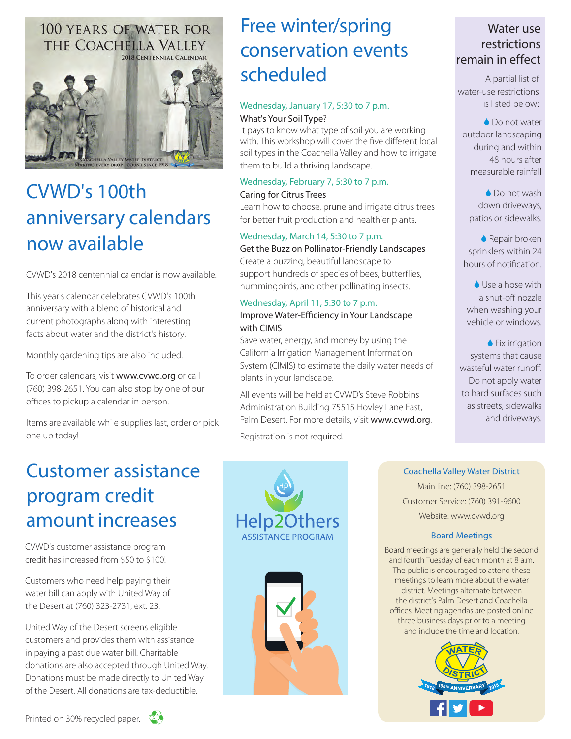## CVWD's 100th anniversary calendars now available

CVWD's 2018 centennial calendar is now available.

This year's calendar celebrates CVWD's 100th anniversary with a blend of historical and current photographs along with interesting facts about water and the district's history.

Monthly gardening tips are also included.

To order calendars, visit **www.cvwd.org** or call (760) 398-2651. You can also stop by one of our offices to pickup a calendar in person.

Items are available while supplies last, order or pick one up today!

## Free winter/spring conservation events scheduled

Wednesday, January 17, 5:30 to 7 p.m.
What's Your Soil Type?
It pays to know what type of soil you are working with. This workshop will cover the five different local soil types in the Coachella Valley and how to irrigate them to build a thriving landscape.

Wednesday, February 7, 5:30 to 7 p.m.
Caring for Citrus Trees
Learn how to choose, prune and irrigate citrus trees for better fruit production and healthier plants.

Wednesday, March 14, 5:30 to 7 p.m.
Get the Buzz on Pollinator-Friendly Landscapes
Create a buzzing, beautiful landscape to support hundreds of species of bees, butterflies, hummingbirds, and other pollinating insects.

Wednesday, April 11, 5:30 to 7 p.m.
Improve Water-Efficiency in Your Landscape with CIMIS
Save water, energy, and money by using the California Irrigation Management Information System (CIMIS) to estimate the daily water needs of plants in your landscape.

All events will be held at CVWD's Steve Robbins Administration Building 75515 Hovley Lane East, Palm Desert. For more details, visit **www.cvwd.org**.

Registration is not required.

## Water use restrictions remain in effect

A partial list of water-use restrictions is listed below:

- Do not water outdoor landscaping during and within 48 hours after measurable rainfall
- Do not wash down driveways, patios or sidewalks.
- Repair broken sprinklers within 24 hours of notification.
- Use a hose with a shut-off nozzle when washing your vehicle or windows.
- Fix irrigation systems that cause wasteful water runoff. Do not apply water to hard surfaces such as streets, sidewalks and driveways.

## Customer assistance program credit amount increases

CVWD's customer assistance program credit has increased from $50 to $100!

Customers who need help paying their water bill can apply with United Way of the Desert at (760) 323-2731, ext. 23.

United Way of the Desert screens eligible customers and provides them with assistance in paying a past due water bill. Charitable donations are also accepted through United Way. Donations must be made directly to United Way of the Desert. All donations are tax-deductible.

Help2Others
ASSISTANCE PROGRAM

### Coachella Valley Water District

Main line: (760) 398-2651

Customer Service: (760) 391-9600

Website: www.cvwd.org

### Board Meetings

Board meetings are generally held the second and fourth Tuesday of each month at 8 a.m. The public is encouraged to attend these meetings to learn more about the water district. Meetings alternate between the district's Palm Desert and Coachella offices. Meeting agendas are posted online three business days prior to a meeting and include the time and location.

Printed on 30% recycled paper.